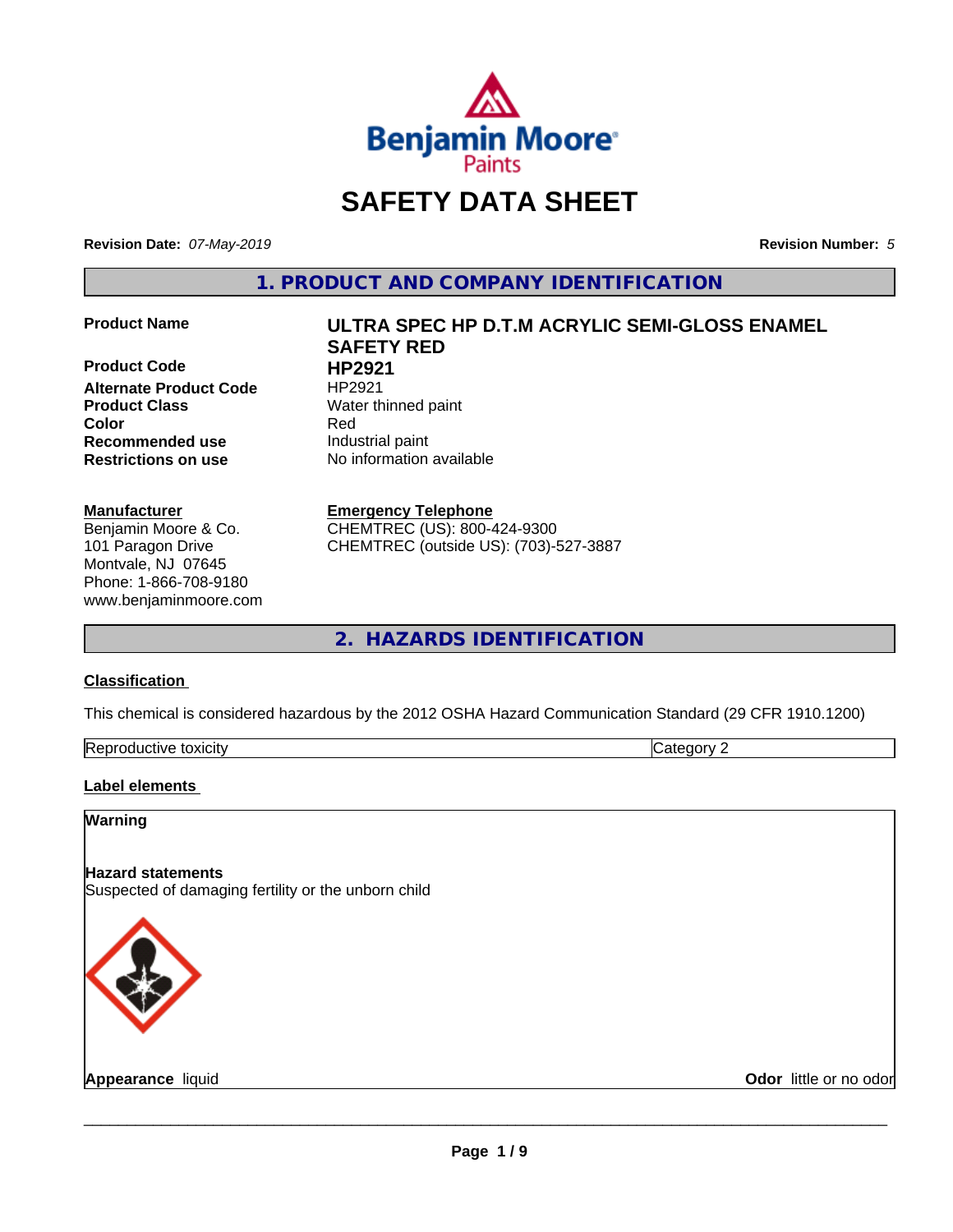# SAFETY DATA SHEET

**Revision Date:** *07-May-2019*

**Revision Number:** *5*

## 1. PRODUCT AND COMPANY IDENTIFICATION

| | |
|---|---|
| **Product Name** | **ULTRA SPEC HP D.T.M ACRYLIC SEMI-GLOSS ENAMEL SAFETY RED** |
| **Product Code** | **HP2921** |
| **Alternate Product Code** | HP2921 |
| **Product Class** | Water thinned paint |
| **Color** | Red |
| **Recommended use** | Industrial paint |
| **Restrictions on use** | No information available |

**Manufacturer**
Benjamin Moore & Co.
101 Paragon Drive
Montvale, NJ 07645
Phone: 1-866-708-9180
www.benjaminmoore.com

**Emergency Telephone**
CHEMTREC (US): 800-424-9300
CHEMTREC (outside US): (703)-527-3887

## 2. HAZARDS IDENTIFICATION

### Classification

This chemical is considered hazardous by the 2012 OSHA Hazard Communication Standard (29 CFR 1910.1200)

| Reproductive toxicity | Category 2 |
|---|---|

### Label elements

**Warning**

**Hazard statements**
Suspected of damaging fertility or the unborn child

**Appearance** liquid

**Odor** little or no odor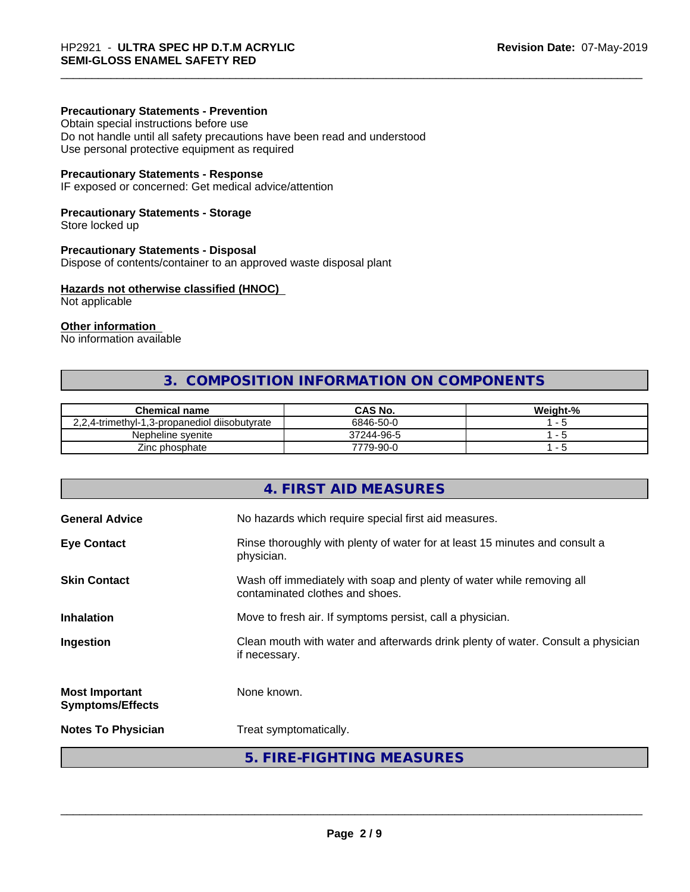#### Precautionary Statements - Prevention

Obtain special instructions before use
Do not handle until all safety precautions have been read and understood
Use personal protective equipment as required

#### Precautionary Statements - Response

IF exposed or concerned: Get medical advice/attention

#### Precautionary Statements - Storage

Store locked up

#### Precautionary Statements - Disposal

Dispose of contents/container to an approved waste disposal plant

#### Hazards not otherwise classified (HNOC)

Not applicable

#### Other information

No information available

## 3. COMPOSITION INFORMATION ON COMPONENTS

| Chemical name | CAS No. | Weight-% |
|---|---|---|
| 2,2,4-trimethyl-1,3-propanediol diisobutyrate | 6846-50-0 | 1 - 5 |
| Nepheline syenite | 37244-96-5 | 1 - 5 |
| Zinc phosphate | 7779-90-0 | 1 - 5 |

## 4. FIRST AID MEASURES

**General Advice** No hazards which require special first aid measures.

**Eye Contact** Rinse thoroughly with plenty of water for at least 15 minutes and consult a physician.

**Skin Contact** Wash off immediately with soap and plenty of water while removing all contaminated clothes and shoes.

**Inhalation** Move to fresh air. If symptoms persist, call a physician.

**Ingestion** Clean mouth with water and afterwards drink plenty of water. Consult a physician if necessary.

**Most Important Symptoms/Effects** None known.

**Notes To Physician** Treat symptomatically.

## 5. FIRE-FIGHTING MEASURES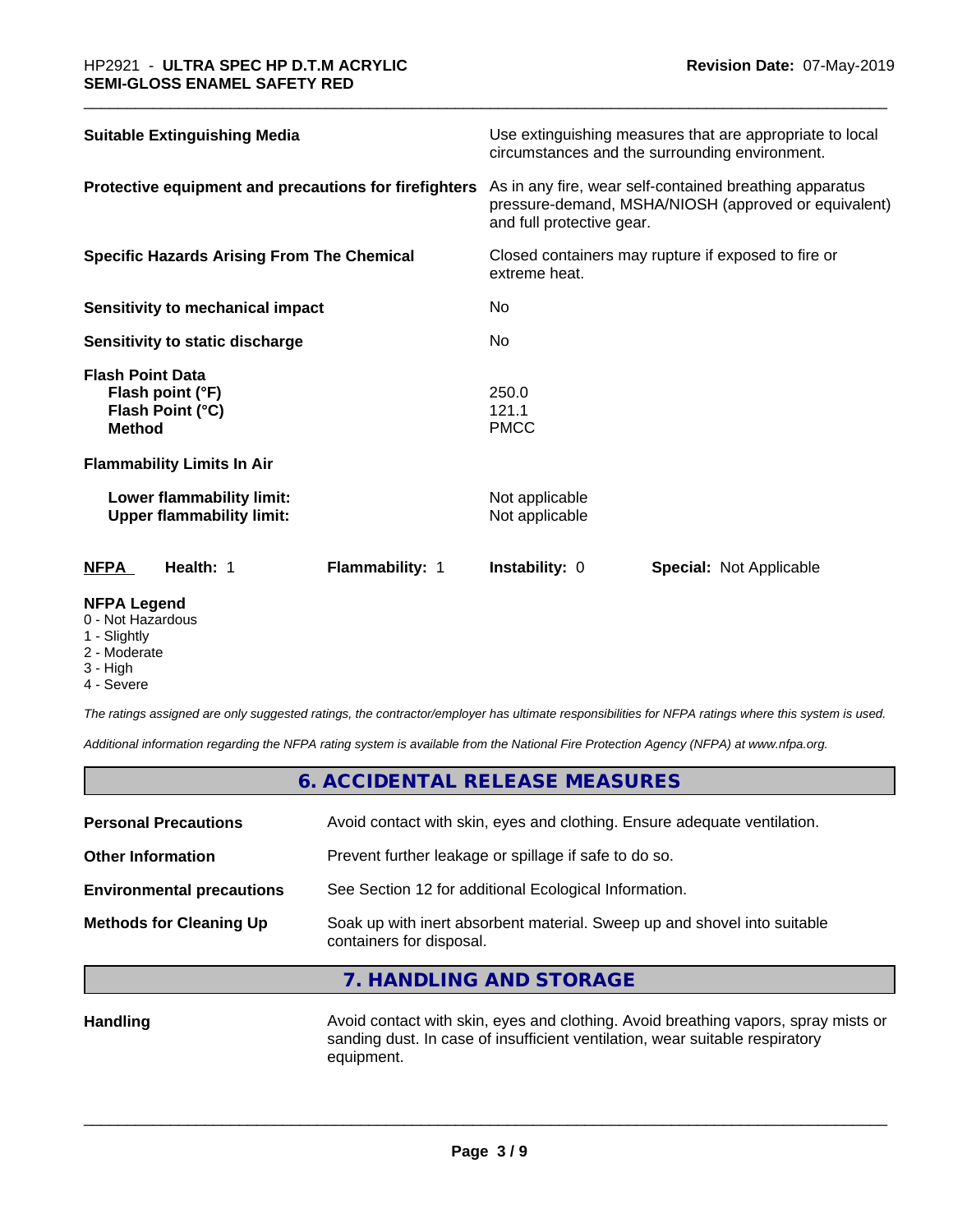| | |
|---|---|
| **Suitable Extinguishing Media** | Use extinguishing measures that are appropriate to local circumstances and the surrounding environment. |
| **Protective equipment and precautions for firefighters** | As in any fire, wear self-contained breathing apparatus pressure-demand, MSHA/NIOSH (approved or equivalent) and full protective gear. |
| **Specific Hazards Arising From The Chemical** | Closed containers may rupture if exposed to fire or extreme heat. |
| **Sensitivity to mechanical impact** | No |
| **Sensitivity to static discharge** | No |

**Flash Point Data**

| | |
|---|---|
| **Flash point (°F)** | 250.0 |
| **Flash Point (°C)** | 121.1 |
| **Method** | PMCC |

**Flammability Limits In Air**

| | |
|---|---|
| **Lower flammability limit:** | Not applicable |
| **Upper flammability limit:** | Not applicable |

| NFPA | Health: 1 | Flammability: 1 | Instability: 0 | Special: Not Applicable |
|---|---|---|---|---|

**NFPA Legend**
- 0 - Not Hazardous
- 1 - Slightly
- 2 - Moderate
- 3 - High
- 4 - Severe

*The ratings assigned are only suggested ratings, the contractor/employer has ultimate responsibilities for NFPA ratings where this system is used.*

*Additional information regarding the NFPA rating system is available from the National Fire Protection Agency (NFPA) at www.nfpa.org.*

## 6. ACCIDENTAL RELEASE MEASURES

| | |
|---|---|
| **Personal Precautions** | Avoid contact with skin, eyes and clothing. Ensure adequate ventilation. |
| **Other Information** | Prevent further leakage or spillage if safe to do so. |
| **Environmental precautions** | See Section 12 for additional Ecological Information. |
| **Methods for Cleaning Up** | Soak up with inert absorbent material. Sweep up and shovel into suitable containers for disposal. |

## 7. HANDLING AND STORAGE

| | |
|---|---|
| **Handling** | Avoid contact with skin, eyes and clothing. Avoid breathing vapors, spray mists or sanding dust. In case of insufficient ventilation, wear suitable respiratory equipment. |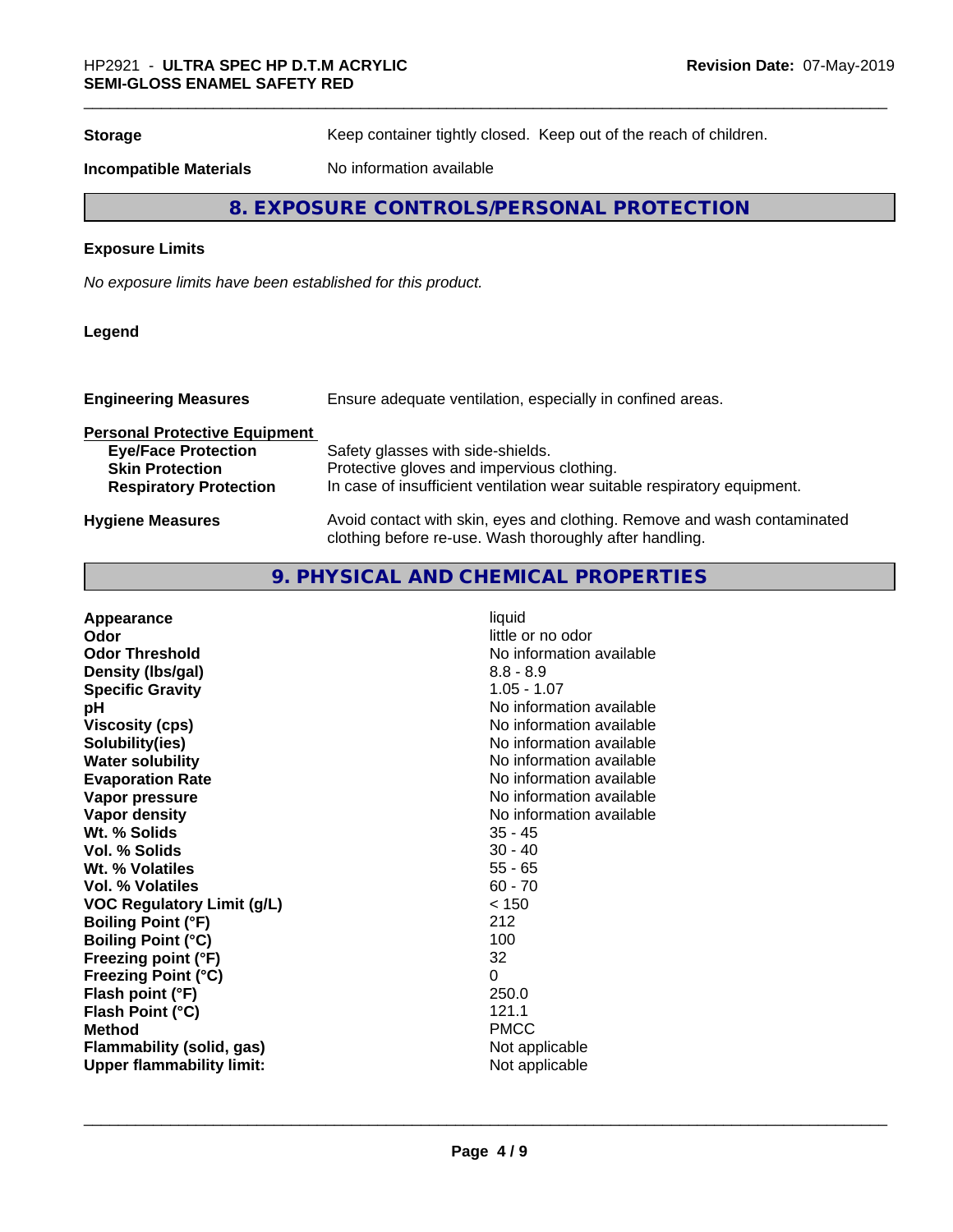| | |
|---|---|
| **Storage** | Keep container tightly closed. Keep out of the reach of children. |
| **Incompatible Materials** | No information available |

## 8. EXPOSURE CONTROLS/PERSONAL PROTECTION

### Exposure Limits

*No exposure limits have been established for this product.*

### Legend

| | |
|---|---|
| **Engineering Measures** | Ensure adequate ventilation, especially in confined areas. |

**Personal Protective Equipment**

| | |
|---|---|
| **Eye/Face Protection** | Safety glasses with side-shields. |
| **Skin Protection** | Protective gloves and impervious clothing. |
| **Respiratory Protection** | In case of insufficient ventilation wear suitable respiratory equipment. |
| **Hygiene Measures** | Avoid contact with skin, eyes and clothing. Remove and wash contaminated clothing before re-use. Wash thoroughly after handling. |

## 9. PHYSICAL AND CHEMICAL PROPERTIES

| | |
|---|---|
| **Appearance** | liquid |
| **Odor** | little or no odor |
| **Odor Threshold** | No information available |
| **Density (lbs/gal)** | 8.8 - 8.9 |
| **Specific Gravity** | 1.05 - 1.07 |
| **pH** | No information available |
| **Viscosity (cps)** | No information available |
| **Solubility(ies)** | No information available |
| **Water solubility** | No information available |
| **Evaporation Rate** | No information available |
| **Vapor pressure** | No information available |
| **Vapor density** | No information available |
| **Wt. % Solids** | 35 - 45 |
| **Vol. % Solids** | 30 - 40 |
| **Wt. % Volatiles** | 55 - 65 |
| **Vol. % Volatiles** | 60 - 70 |
| **VOC Regulatory Limit (g/L)** | < 150 |
| **Boiling Point (°F)** | 212 |
| **Boiling Point (°C)** | 100 |
| **Freezing point (°F)** | 32 |
| **Freezing Point (°C)** | 0 |
| **Flash point (°F)** | 250.0 |
| **Flash Point (°C)** | 121.1 |
| **Method** | PMCC |
| **Flammability (solid, gas)** | Not applicable |
| **Upper flammability limit:** | Not applicable |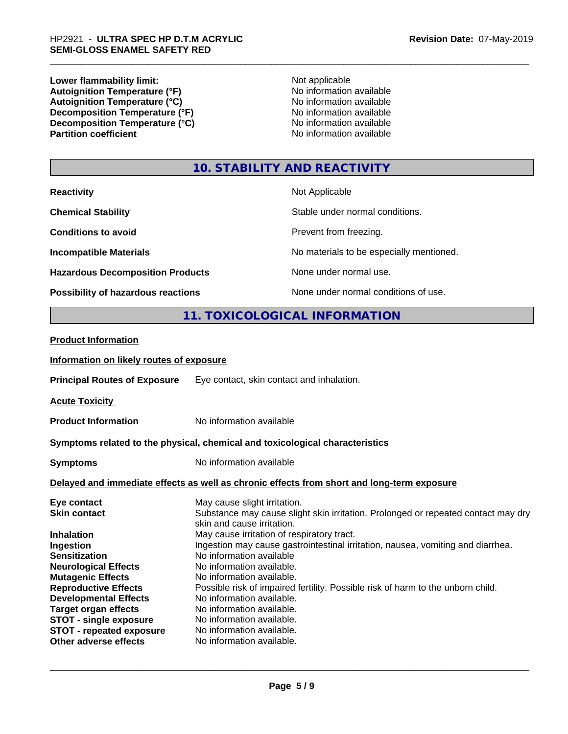| | |
|---|---|
| **Lower flammability limit:** | Not applicable |
| **Autoignition Temperature (°F)** | No information available |
| **Autoignition Temperature (°C)** | No information available |
| **Decomposition Temperature (°F)** | No information available |
| **Decomposition Temperature (°C)** | No information available |
| **Partition coefficient** | No information available |

## 10. STABILITY AND REACTIVITY

| | |
|---|---|
| **Reactivity** | Not Applicable |
| **Chemical Stability** | Stable under normal conditions. |
| **Conditions to avoid** | Prevent from freezing. |
| **Incompatible Materials** | No materials to be especially mentioned. |
| **Hazardous Decomposition Products** | None under normal use. |
| **Possibility of hazardous reactions** | None under normal conditions of use. |

## 11. TOXICOLOGICAL INFORMATION

**Product Information**

**Information on likely routes of exposure**

**Principal Routes of Exposure** Eye contact, skin contact and inhalation.

**Acute Toxicity**

**Product Information** No information available

**Symptoms related to the physical, chemical and toxicological characteristics**

**Symptoms** No information available

**Delayed and immediate effects as well as chronic effects from short and long-term exposure**

| | |
|---|---|
| **Eye contact** | May cause slight irritation. |
| **Skin contact** | Substance may cause slight skin irritation. Prolonged or repeated contact may dry skin and cause irritation. |
| **Inhalation** | May cause irritation of respiratory tract. |
| **Ingestion** | Ingestion may cause gastrointestinal irritation, nausea, vomiting and diarrhea. |
| **Sensitization** | No information available |
| **Neurological Effects** | No information available. |
| **Mutagenic Effects** | No information available. |
| **Reproductive Effects** | Possible risk of impaired fertility. Possible risk of harm to the unborn child. |
| **Developmental Effects** | No information available. |
| **Target organ effects** | No information available. |
| **STOT - single exposure** | No information available. |
| **STOT - repeated exposure** | No information available. |
| **Other adverse effects** | No information available. |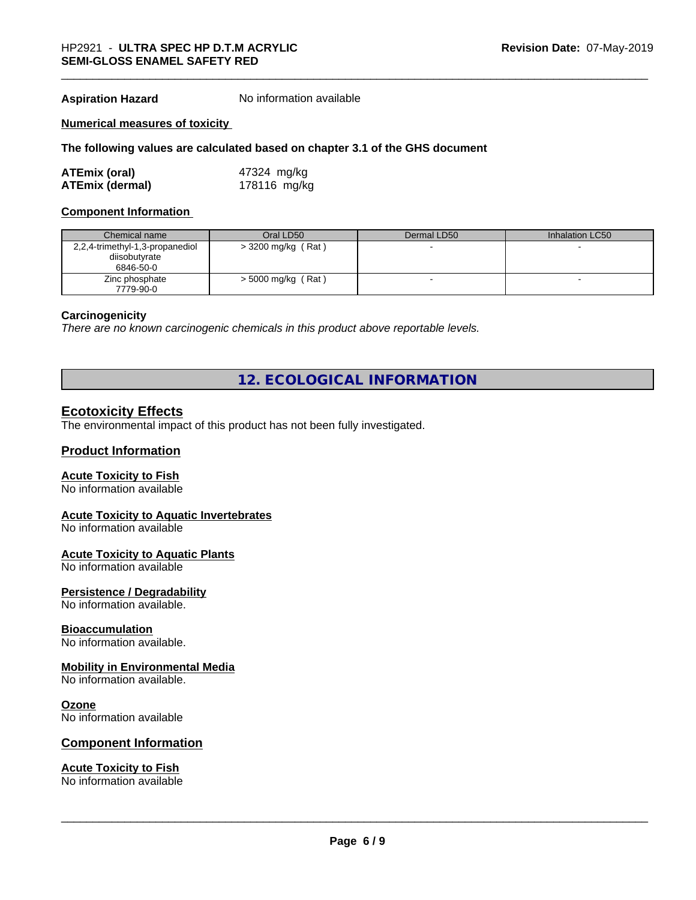**Aspiration Hazard** No information available

**Numerical measures of toxicity**

**The following values are calculated based on chapter 3.1 of the GHS document**

**ATEmix (oral)** 47324 mg/kg
**ATEmix (dermal)** 178116 mg/kg

**Component Information**

| Chemical name | Oral LD50 | Dermal LD50 | Inhalation LC50 |
|---|---|---|---|
| 2,2,4-trimethyl-1,3-propanediol diisobutyrate 6846-50-0 | > 3200 mg/kg ( Rat ) | - | - |
| Zinc phosphate 7779-90-0 | > 5000 mg/kg ( Rat ) | - | - |

**Carcinogenicity**

*There are no known carcinogenic chemicals in this product above reportable levels.*

# 12. ECOLOGICAL INFORMATION

## Ecotoxicity Effects

The environmental impact of this product has not been fully investigated.

## Product Information

### Acute Toxicity to Fish

No information available

### Acute Toxicity to Aquatic Invertebrates

No information available

### Acute Toxicity to Aquatic Plants

No information available

### Persistence / Degradability

No information available.

### Bioaccumulation

No information available.

### Mobility in Environmental Media

No information available.

### Ozone

No information available

## Component Information

### Acute Toxicity to Fish

No information available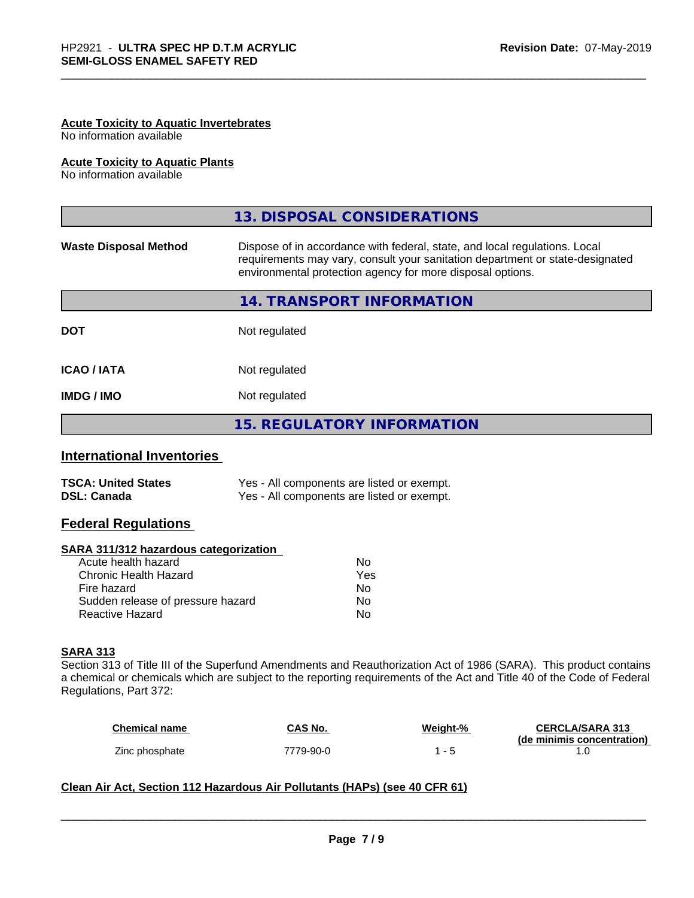### Acute Toxicity to Aquatic Invertebrates
No information available

### Acute Toxicity to Aquatic Plants
No information available

## 13. DISPOSAL CONSIDERATIONS

**Waste Disposal Method** Dispose of in accordance with federal, state, and local regulations. Local requirements may vary, consult your sanitation department or state-designated environmental protection agency for more disposal options.

## 14. TRANSPORT INFORMATION

| | |
|---|---|
| **DOT** | Not regulated |
| **ICAO / IATA** | Not regulated |
| **IMDG / IMO** | Not regulated |

## 15. REGULATORY INFORMATION

### International Inventories

| | |
|---|---|
| **TSCA: United States** | Yes - All components are listed or exempt. |
| **DSL: Canada** | Yes - All components are listed or exempt. |

### Federal Regulations

**SARA 311/312 hazardous categorization**

| | |
|---|---|
| Acute health hazard | No |
| Chronic Health Hazard | Yes |
| Fire hazard | No |
| Sudden release of pressure hazard | No |
| Reactive Hazard | No |

**SARA 313**

Section 313 of Title III of the Superfund Amendments and Reauthorization Act of 1986 (SARA). This product contains a chemical or chemicals which are subject to the reporting requirements of the Act and Title 40 of the Code of Federal Regulations, Part 372:

| Chemical name | CAS No. | Weight-% | CERCLA/SARA 313 (de minimis concentration) |
|---|---|---|---|
| Zinc phosphate | 7779-90-0 | 1 - 5 | 1.0 |

**Clean Air Act, Section 112 Hazardous Air Pollutants (HAPs) (see 40 CFR 61)**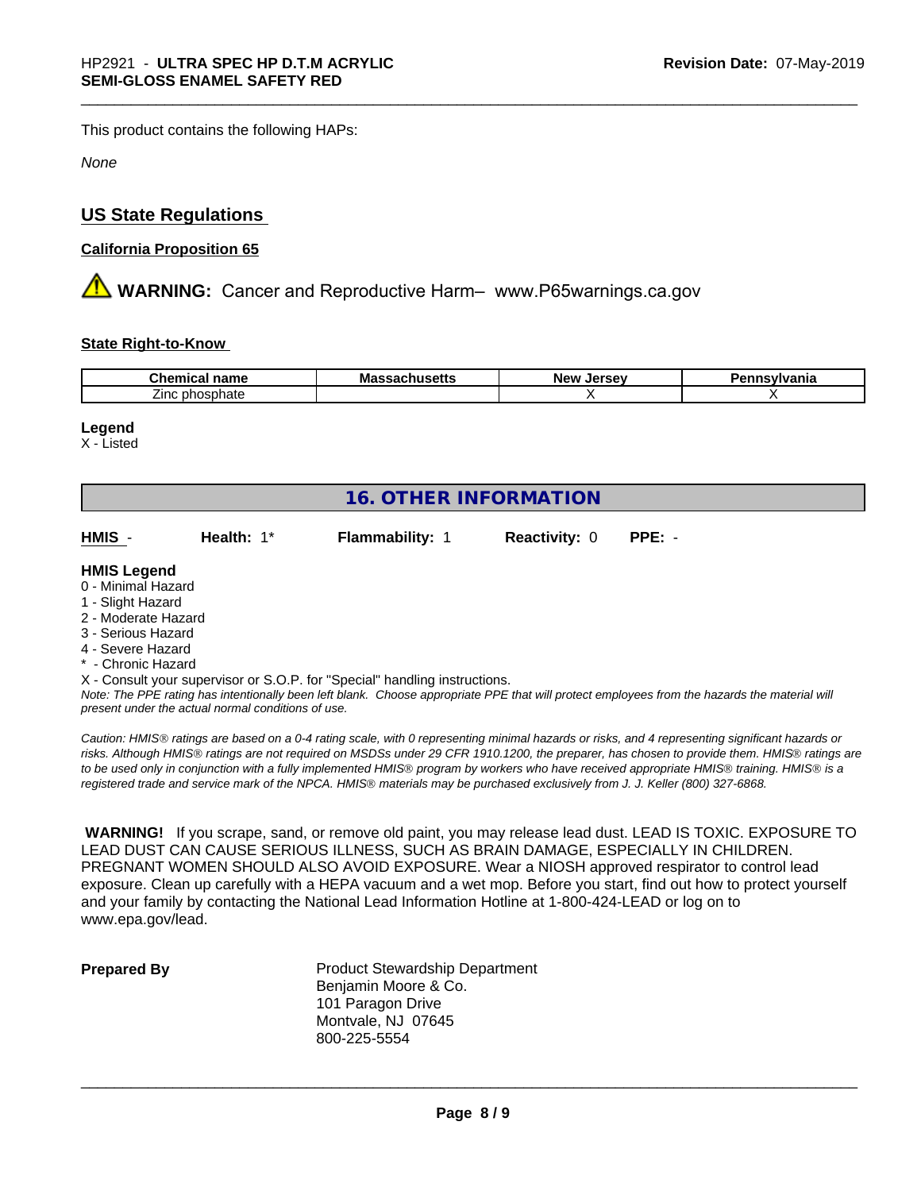This product contains the following HAPs:

*None*

## US State Regulations

**California Proposition 65**

⚠ **WARNING:** Cancer and Reproductive Harm– www.P65warnings.ca.gov

**State Right-to-Know**

| Chemical name | Massachusetts | New Jersey | Pennsylvania |
|---|---|---|---|
| Zinc phosphate | | X | X |

**Legend**
X - Listed

## 16. OTHER INFORMATION

| HMIS - | Health: 1* | Flammability: 1 | Reactivity: 0 | PPE: - |
|---|---|---|---|---|

**HMIS Legend**
- 0 - Minimal Hazard
- 1 - Slight Hazard
- 2 - Moderate Hazard
- 3 - Serious Hazard
- 4 - Severe Hazard
- * - Chronic Hazard

X - Consult your supervisor or S.O.P. for "Special" handling instructions.

*Note: The PPE rating has intentionally been left blank. Choose appropriate PPE that will protect employees from the hazards the material will present under the actual normal conditions of use.*

*Caution: HMIS® ratings are based on a 0-4 rating scale, with 0 representing minimal hazards or risks, and 4 representing significant hazards or risks. Although HMIS® ratings are not required on MSDSs under 29 CFR 1910.1200, the preparer, has chosen to provide them. HMIS® ratings are to be used only in conjunction with a fully implemented HMIS® program by workers who have received appropriate HMIS® training. HMIS® is a registered trade and service mark of the NPCA. HMIS® materials may be purchased exclusively from J. J. Keller (800) 327-6868.*

**WARNING!** If you scrape, sand, or remove old paint, you may release lead dust. LEAD IS TOXIC. EXPOSURE TO LEAD DUST CAN CAUSE SERIOUS ILLNESS, SUCH AS BRAIN DAMAGE, ESPECIALLY IN CHILDREN. PREGNANT WOMEN SHOULD ALSO AVOID EXPOSURE. Wear a NIOSH approved respirator to control lead exposure. Clean up carefully with a HEPA vacuum and a wet mop. Before you start, find out how to protect yourself and your family by contacting the National Lead Information Hotline at 1-800-424-LEAD or log on to www.epa.gov/lead.

**Prepared By**

Product Stewardship Department
Benjamin Moore & Co.
101 Paragon Drive
Montvale, NJ 07645
800-225-5554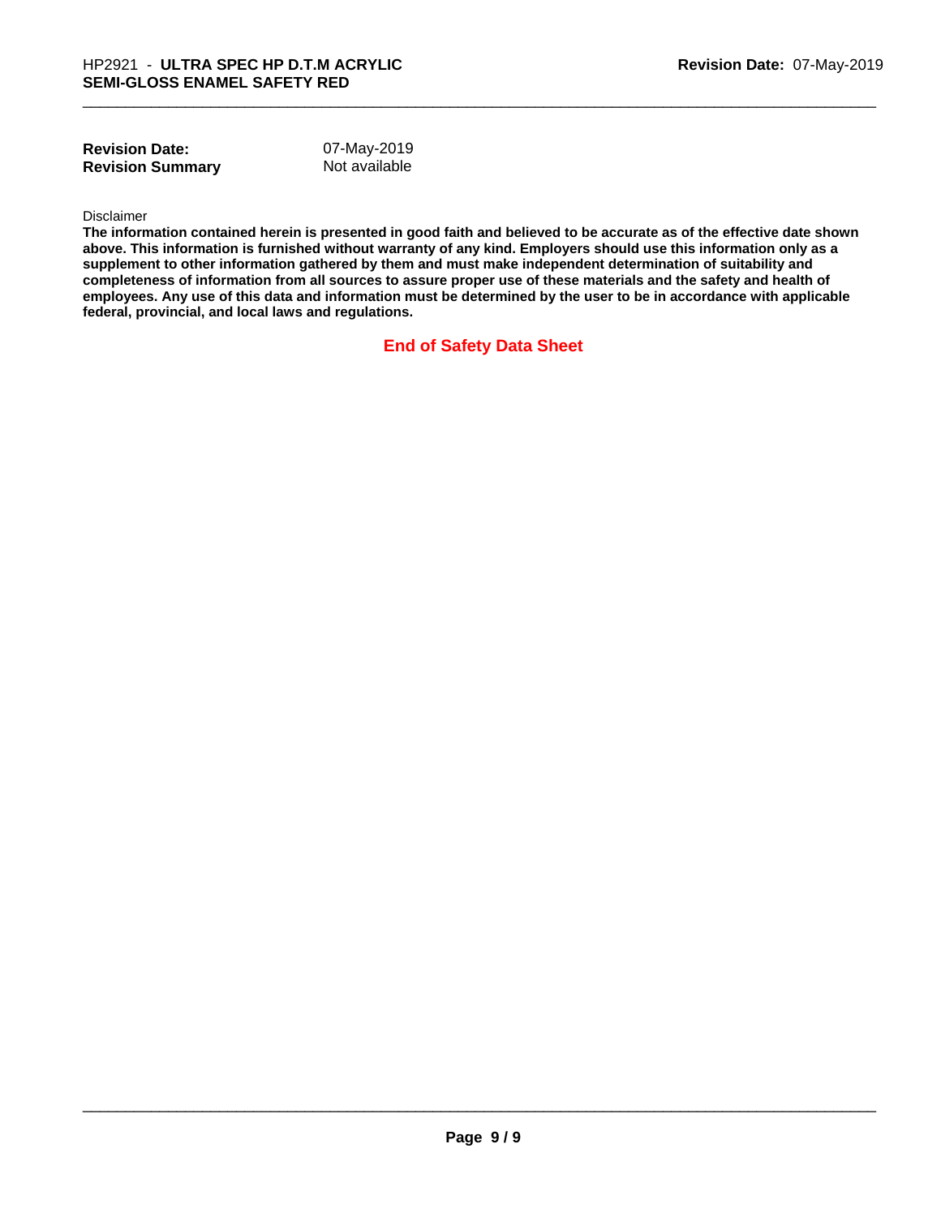| | |
|---|---|
| **Revision Date:** | 07-May-2019 |
| **Revision Summary** | Not available |

Disclaimer

**The information contained herein is presented in good faith and believed to be accurate as of the effective date shown above. This information is furnished without warranty of any kind. Employers should use this information only as a supplement to other information gathered by them and must make independent determination of suitability and completeness of information from all sources to assure proper use of these materials and the safety and health of employees. Any use of this data and information must be determined by the user to be in accordance with applicable federal, provincial, and local laws and regulations.**

**End of Safety Data Sheet**